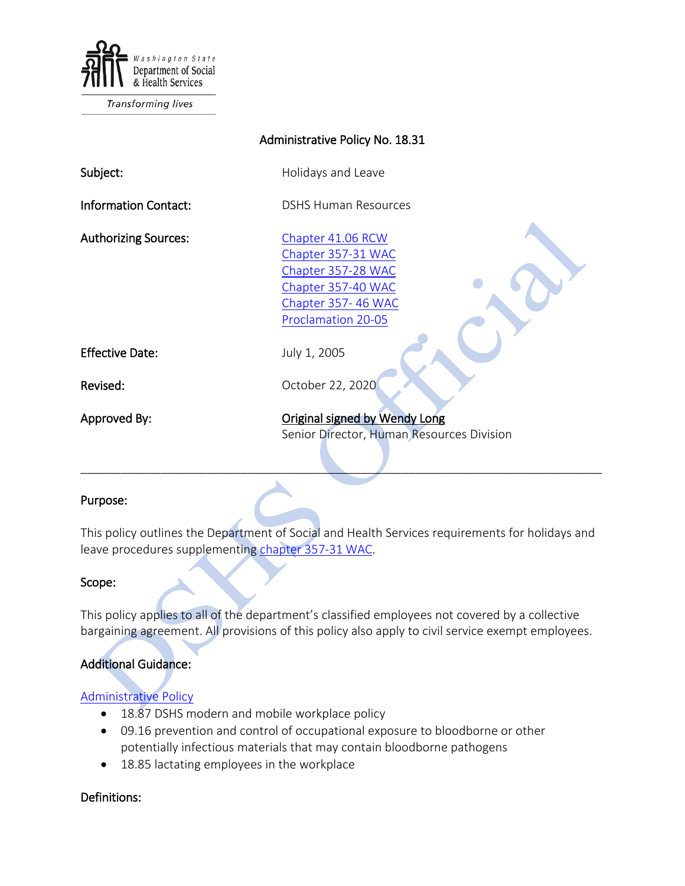Washington State Department of Social & Health Services

*Transforming lives*

# Administrative Policy No. 18.31

| | |
|---|---|
| **Subject:** | Holidays and Leave |
| **Information Contact:** | DSHS Human Resources |
| **Authorizing Sources:** | Chapter 41.06 RCW<br>Chapter 357-31 WAC<br>Chapter 357-28 WAC<br>Chapter 357-40 WAC<br>Chapter 357- 46 WAC<br>Proclamation 20-05 |
| **Effective Date:** | July 1, 2005 |
| **Revised:** | October 22, 2020 |
| **Approved By:** | Original signed by Wendy Long<br>Senior Director, Human Resources Division |

---

## Purpose:

This policy outlines the Department of Social and Health Services requirements for holidays and leave procedures supplementing chapter 357-31 WAC.

## Scope:

This policy applies to all of the department's classified employees not covered by a collective bargaining agreement. All provisions of this policy also apply to civil service exempt employees.

## Additional Guidance:

Administrative Policy

- 18.87 DSHS modern and mobile workplace policy
- 09.16 prevention and control of occupational exposure to bloodborne or other potentially infectious materials that may contain bloodborne pathogens
- 18.85 lactating employees in the workplace

## Definitions: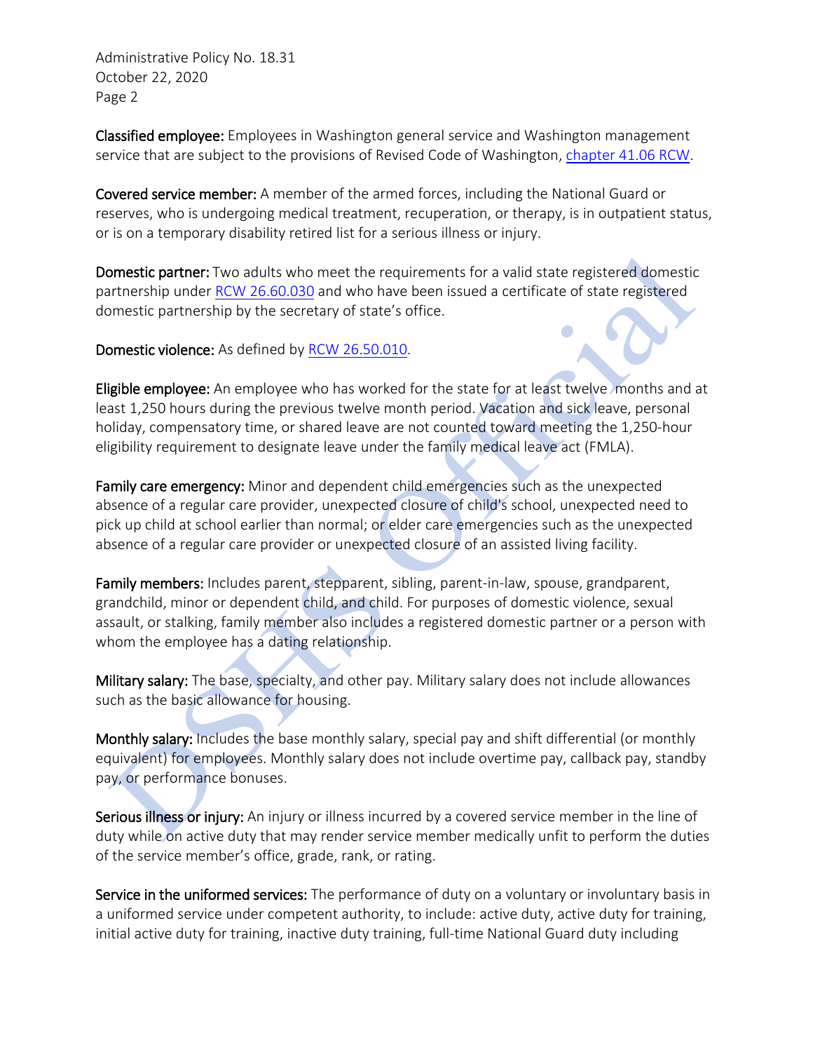**Classified employee:** Employees in Washington general service and Washington management service that are subject to the provisions of Revised Code of Washington, [chapter 41.06 RCW](#).

**Covered service member:** A member of the armed forces, including the National Guard or reserves, who is undergoing medical treatment, recuperation, or therapy, is in outpatient status, or is on a temporary disability retired list for a serious illness or injury.

**Domestic partner:** Two adults who meet the requirements for a valid state registered domestic partnership under [RCW 26.60.030](#) and who have been issued a certificate of state registered domestic partnership by the secretary of state's office.

**Domestic violence:** As defined by [RCW 26.50.010](#).

**Eligible employee:** An employee who has worked for the state for at least twelve months and at least 1,250 hours during the previous twelve month period. Vacation and sick leave, personal holiday, compensatory time, or shared leave are not counted toward meeting the 1,250-hour eligibility requirement to designate leave under the family medical leave act (FMLA).

**Family care emergency:** Minor and dependent child emergencies such as the unexpected absence of a regular care provider, unexpected closure of child's school, unexpected need to pick up child at school earlier than normal; or elder care emergencies such as the unexpected absence of a regular care provider or unexpected closure of an assisted living facility.

**Family members:** Includes parent, stepparent, sibling, parent-in-law, spouse, grandparent, grandchild, minor or dependent child, and child. For purposes of domestic violence, sexual assault, or stalking, family member also includes a registered domestic partner or a person with whom the employee has a dating relationship.

**Military salary:** The base, specialty, and other pay. Military salary does not include allowances such as the basic allowance for housing.

**Monthly salary:** Includes the base monthly salary, special pay and shift differential (or monthly equivalent) for employees. Monthly salary does not include overtime pay, callback pay, standby pay, or performance bonuses.

**Serious illness or injury:** An injury or illness incurred by a covered service member in the line of duty while on active duty that may render service member medically unfit to perform the duties of the service member's office, grade, rank, or rating.

**Service in the uniformed services:** The performance of duty on a voluntary or involuntary basis in a uniformed service under competent authority, to include: active duty, active duty for training, initial active duty for training, inactive duty training, full-time National Guard duty including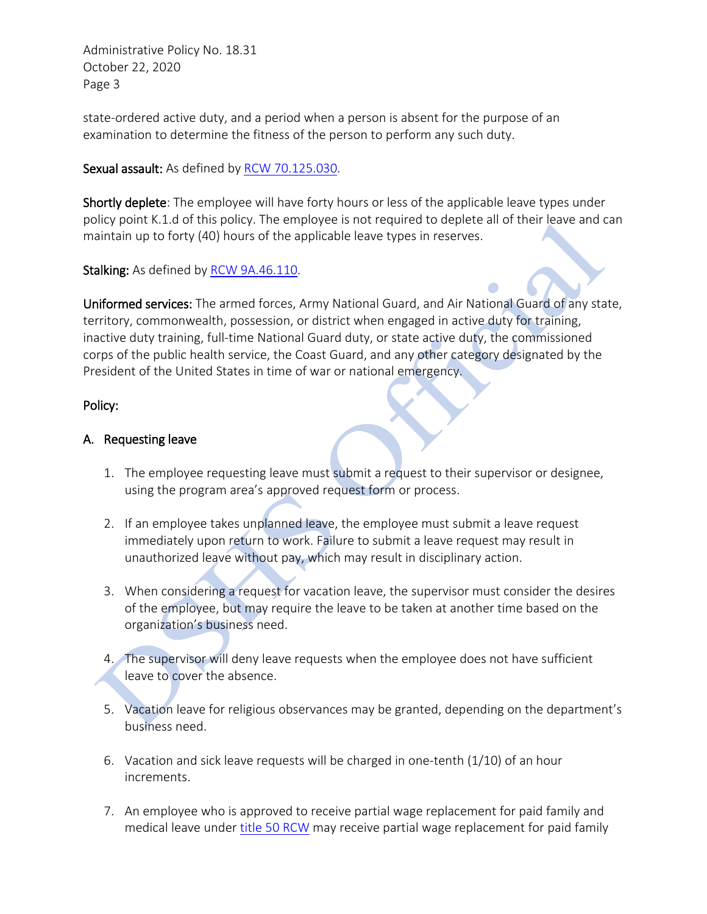state-ordered active duty, and a period when a person is absent for the purpose of an examination to determine the fitness of the person to perform any such duty.

**Sexual assault:** As defined by [RCW 70.125.030](RCW 70.125.030).

**Shortly deplete**: The employee will have forty hours or less of the applicable leave types under policy point K.1.d of this policy. The employee is not required to deplete all of their leave and can maintain up to forty (40) hours of the applicable leave types in reserves.

**Stalking:** As defined by [RCW 9A.46.110](RCW 9A.46.110).

**Uniformed services:** The armed forces, Army National Guard, and Air National Guard of any state, territory, commonwealth, possession, or district when engaged in active duty for training, inactive duty training, full-time National Guard duty, or state active duty, the commissioned corps of the public health service, the Coast Guard, and any other category designated by the President of the United States in time of war or national emergency.

## Policy:

### A. Requesting leave

1. The employee requesting leave must submit a request to their supervisor or designee, using the program area's approved request form or process.

2. If an employee takes unplanned leave, the employee must submit a leave request immediately upon return to work. Failure to submit a leave request may result in unauthorized leave without pay, which may result in disciplinary action.

3. When considering a request for vacation leave, the supervisor must consider the desires of the employee, but may require the leave to be taken at another time based on the organization's business need.

4. The supervisor will deny leave requests when the employee does not have sufficient leave to cover the absence.

5. Vacation leave for religious observances may be granted, depending on the department's business need.

6. Vacation and sick leave requests will be charged in one-tenth (1/10) of an hour increments.

7. An employee who is approved to receive partial wage replacement for paid family and medical leave under [title 50 RCW](title 50 RCW) may receive partial wage replacement for paid family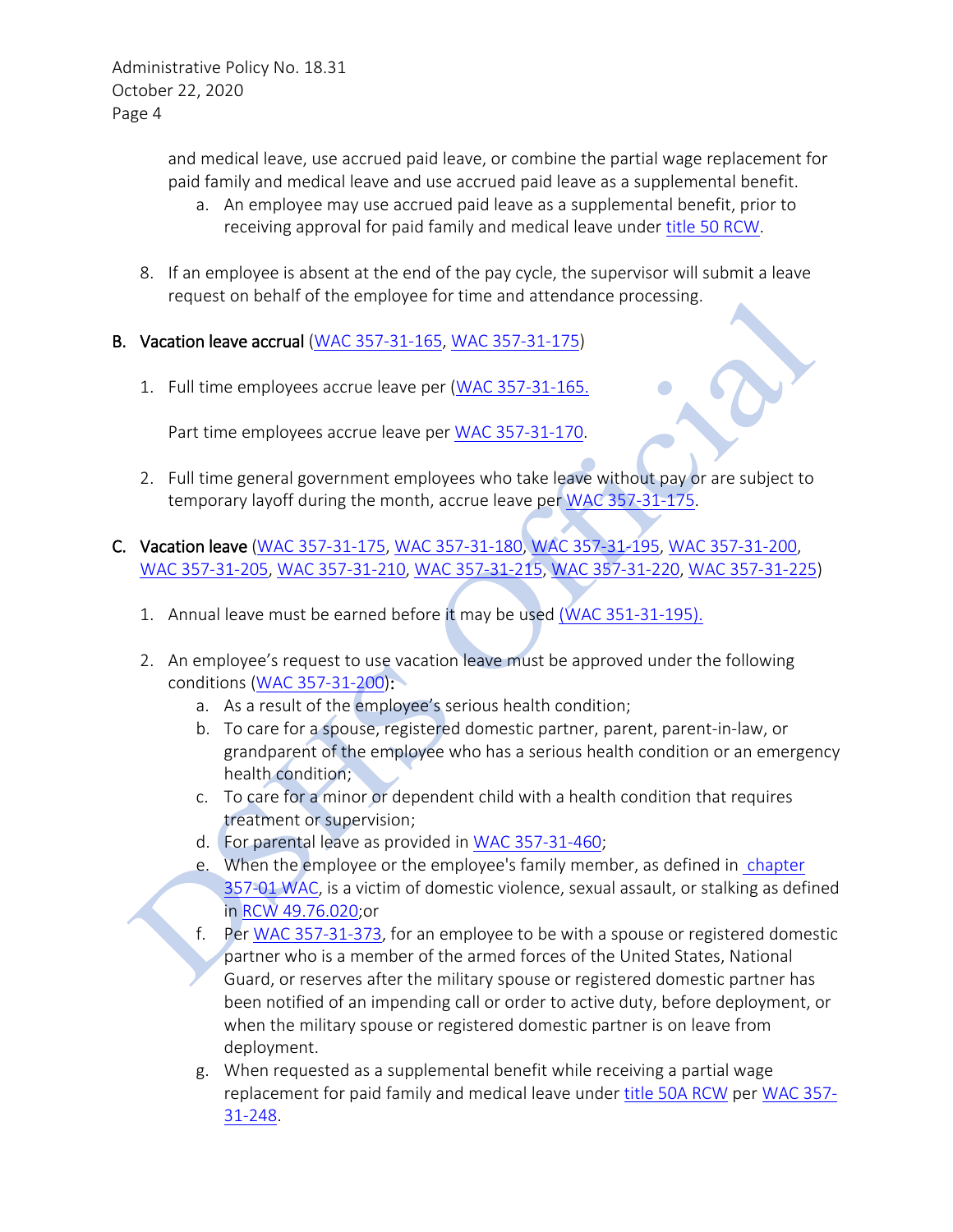and medical leave, use accrued paid leave, or combine the partial wage replacement for paid family and medical leave and use accrued paid leave as a supplemental benefit.

   a. An employee may use accrued paid leave as a supplemental benefit, prior to receiving approval for paid family and medical leave under title 50 RCW.

8. If an employee is absent at the end of the pay cycle, the supervisor will submit a leave request on behalf of the employee for time and attendance processing.

**B. Vacation leave accrual** (WAC 357-31-165, WAC 357-31-175)

1. Full time employees accrue leave per (WAC 357-31-165.

   Part time employees accrue leave per WAC 357-31-170.

2. Full time general government employees who take leave without pay or are subject to temporary layoff during the month, accrue leave per WAC 357-31-175.

**C. Vacation leave** (WAC 357-31-175, WAC 357-31-180, WAC 357-31-195, WAC 357-31-200, WAC 357-31-205, WAC 357-31-210, WAC 357-31-215, WAC 357-31-220, WAC 357-31-225)

1. Annual leave must be earned before it may be used (WAC 351-31-195).

2. An employee's request to use vacation leave must be approved under the following conditions (WAC 357-31-200):
   a. As a result of the employee's serious health condition;
   b. To care for a spouse, registered domestic partner, parent, parent-in-law, or grandparent of the employee who has a serious health condition or an emergency health condition;
   c. To care for a minor or dependent child with a health condition that requires treatment or supervision;
   d. For parental leave as provided in WAC 357-31-460;
   e. When the employee or the employee's family member, as defined in chapter 357-01 WAC, is a victim of domestic violence, sexual assault, or stalking as defined in RCW 49.76.020;or
   f. Per WAC 357-31-373, for an employee to be with a spouse or registered domestic partner who is a member of the armed forces of the United States, National Guard, or reserves after the military spouse or registered domestic partner has been notified of an impending call or order to active duty, before deployment, or when the military spouse or registered domestic partner is on leave from deployment.
   g. When requested as a supplemental benefit while receiving a partial wage replacement for paid family and medical leave under title 50A RCW per WAC 357-31-248.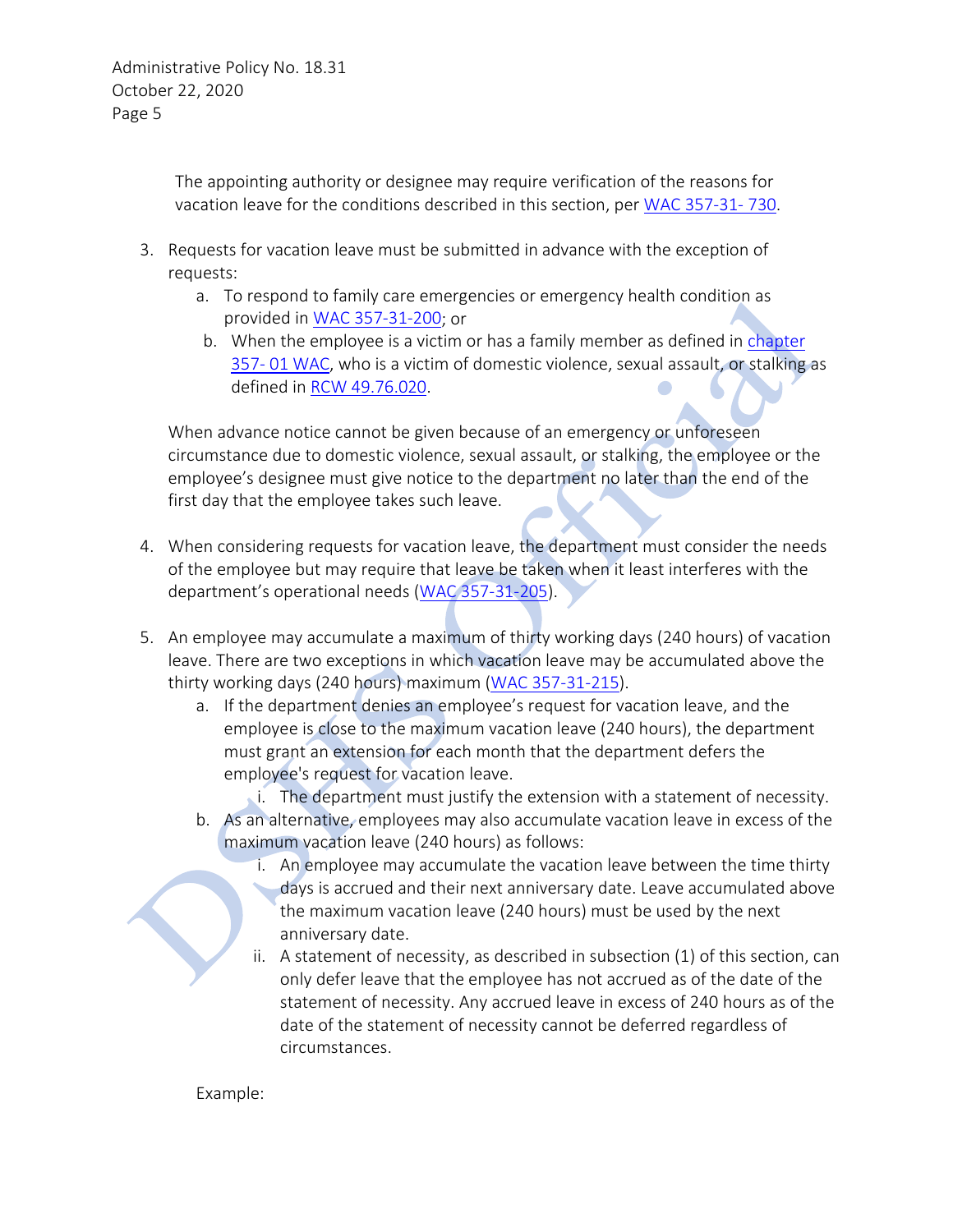The appointing authority or designee may require verification of the reasons for vacation leave for the conditions described in this section, per WAC 357-31- 730.

3. Requests for vacation leave must be submitted in advance with the exception of requests:
    a. To respond to family care emergencies or emergency health condition as provided in WAC 357-31-200; or
    b. When the employee is a victim or has a family member as defined in chapter 357- 01 WAC, who is a victim of domestic violence, sexual assault, or stalking as defined in RCW 49.76.020.

    When advance notice cannot be given because of an emergency or unforeseen circumstance due to domestic violence, sexual assault, or stalking, the employee or the employee's designee must give notice to the department no later than the end of the first day that the employee takes such leave.

4. When considering requests for vacation leave, the department must consider the needs of the employee but may require that leave be taken when it least interferes with the department's operational needs (WAC 357-31-205).

5. An employee may accumulate a maximum of thirty working days (240 hours) of vacation leave. There are two exceptions in which vacation leave may be accumulated above the thirty working days (240 hours) maximum (WAC 357-31-215).
    a. If the department denies an employee's request for vacation leave, and the employee is close to the maximum vacation leave (240 hours), the department must grant an extension for each month that the department defers the employee's request for vacation leave.
        i. The department must justify the extension with a statement of necessity.
    b. As an alternative, employees may also accumulate vacation leave in excess of the maximum vacation leave (240 hours) as follows:
        i. An employee may accumulate the vacation leave between the time thirty days is accrued and their next anniversary date. Leave accumulated above the maximum vacation leave (240 hours) must be used by the next anniversary date.
        ii. A statement of necessity, as described in subsection (1) of this section, can only defer leave that the employee has not accrued as of the date of the statement of necessity. Any accrued leave in excess of 240 hours as of the date of the statement of necessity cannot be deferred regardless of circumstances.

    Example: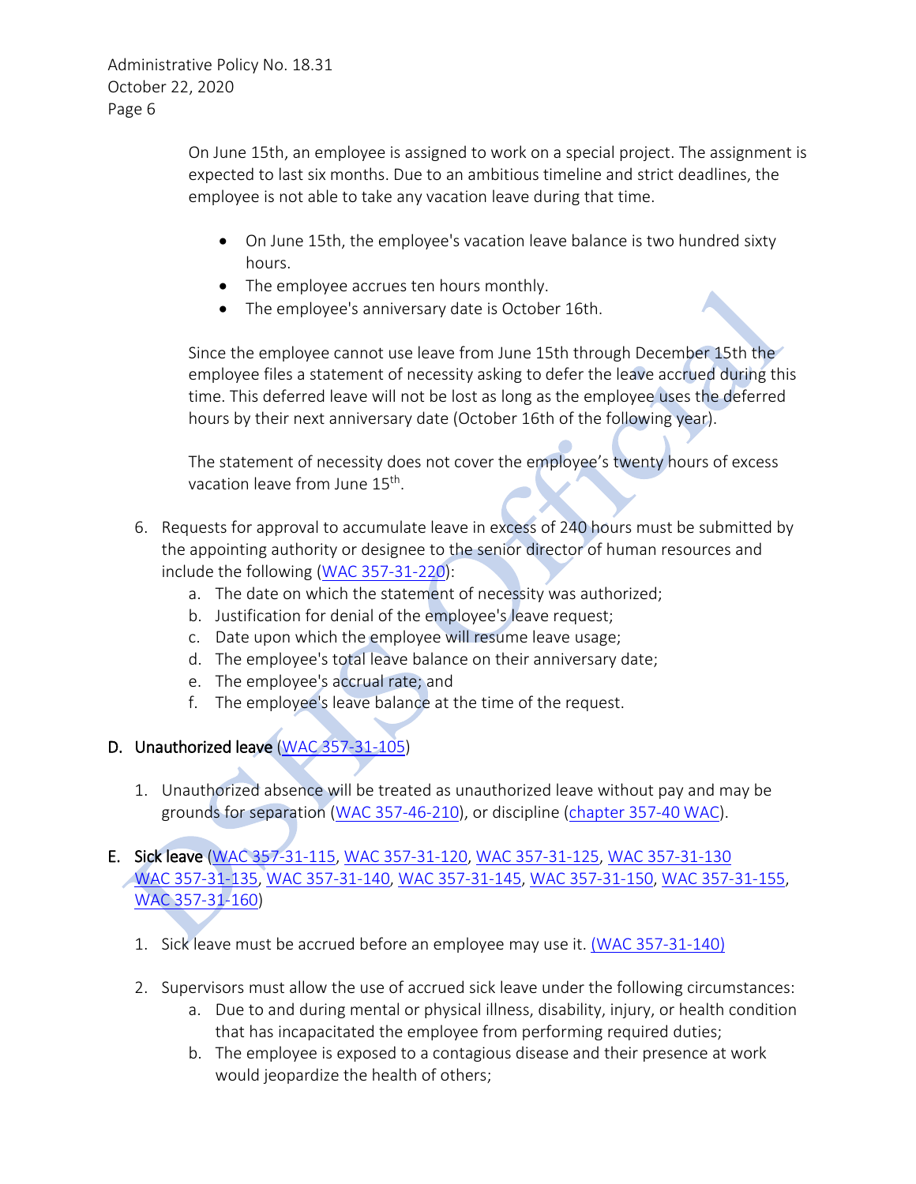On June 15th, an employee is assigned to work on a special project. The assignment is expected to last six months. Due to an ambitious timeline and strict deadlines, the employee is not able to take any vacation leave during that time.

- On June 15th, the employee's vacation leave balance is two hundred sixty hours.
- The employee accrues ten hours monthly.
- The employee's anniversary date is October 16th.

Since the employee cannot use leave from June 15th through December 15th the employee files a statement of necessity asking to defer the leave accrued during this time. This deferred leave will not be lost as long as the employee uses the deferred hours by their next anniversary date (October 16th of the following year).

The statement of necessity does not cover the employee's twenty hours of excess vacation leave from June 15th.

6. Requests for approval to accumulate leave in excess of 240 hours must be submitted by the appointing authority or designee to the senior director of human resources and include the following (WAC 357-31-220):
   a. The date on which the statement of necessity was authorized;
   b. Justification for denial of the employee's leave request;
   c. Date upon which the employee will resume leave usage;
   d. The employee's total leave balance on their anniversary date;
   e. The employee's accrual rate; and
   f. The employee's leave balance at the time of the request.

D. **Unauthorized leave** (WAC 357-31-105)

1. Unauthorized absence will be treated as unauthorized leave without pay and may be grounds for separation (WAC 357-46-210), or discipline (chapter 357-40 WAC).

E. **Sick leave** (WAC 357-31-115, WAC 357-31-120, WAC 357-31-125, WAC 357-31-130 WAC 357-31-135, WAC 357-31-140, WAC 357-31-145, WAC 357-31-150, WAC 357-31-155, WAC 357-31-160)

1. Sick leave must be accrued before an employee may use it. (WAC 357-31-140)

2. Supervisors must allow the use of accrued sick leave under the following circumstances:
   a. Due to and during mental or physical illness, disability, injury, or health condition that has incapacitated the employee from performing required duties;
   b. The employee is exposed to a contagious disease and their presence at work would jeopardize the health of others;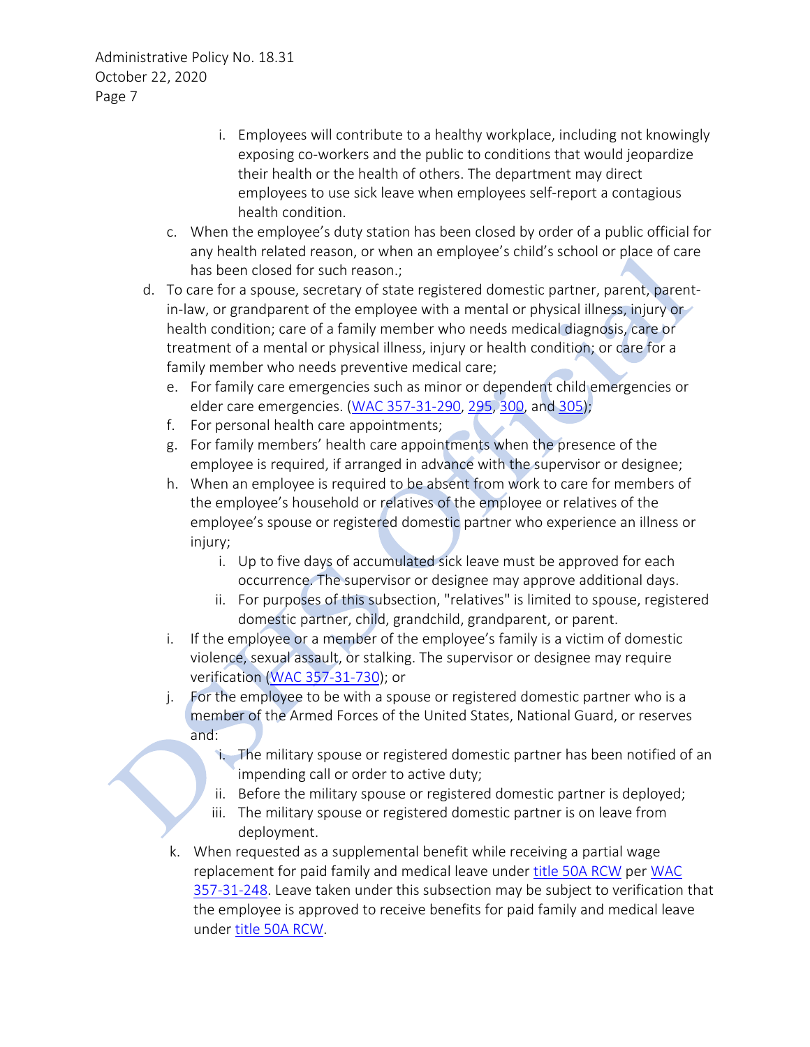i. Employees will contribute to a healthy workplace, including not knowingly exposing co-workers and the public to conditions that would jeopardize their health or the health of others. The department may direct employees to use sick leave when employees self-report a contagious health condition.

c. When the employee's duty station has been closed by order of a public official for any health related reason, or when an employee's child's school or place of care has been closed for such reason.;

d. To care for a spouse, secretary of state registered domestic partner, parent, parent-in-law, or grandparent of the employee with a mental or physical illness, injury or health condition; care of a family member who needs medical diagnosis, care or treatment of a mental or physical illness, injury or health condition; or care for a family member who needs preventive medical care;

e. For family care emergencies such as minor or dependent child emergencies or elder care emergencies. (WAC 357-31-290, 295, 300, and 305);

f. For personal health care appointments;

g. For family members' health care appointments when the presence of the employee is required, if arranged in advance with the supervisor or designee;

h. When an employee is required to be absent from work to care for members of the employee's household or relatives of the employee or relatives of the employee's spouse or registered domestic partner who experience an illness or injury;
   i. Up to five days of accumulated sick leave must be approved for each occurrence. The supervisor or designee may approve additional days.
   ii. For purposes of this subsection, "relatives" is limited to spouse, registered domestic partner, child, grandchild, grandparent, or parent.

i. If the employee or a member of the employee's family is a victim of domestic violence, sexual assault, or stalking. The supervisor or designee may require verification (WAC 357-31-730); or

j. For the employee to be with a spouse or registered domestic partner who is a member of the Armed Forces of the United States, National Guard, or reserves and:
   i. The military spouse or registered domestic partner has been notified of an impending call or order to active duty;
   ii. Before the military spouse or registered domestic partner is deployed;
   iii. The military spouse or registered domestic partner is on leave from deployment.

k. When requested as a supplemental benefit while receiving a partial wage replacement for paid family and medical leave under title 50A RCW per WAC 357-31-248. Leave taken under this subsection may be subject to verification that the employee is approved to receive benefits for paid family and medical leave under title 50A RCW.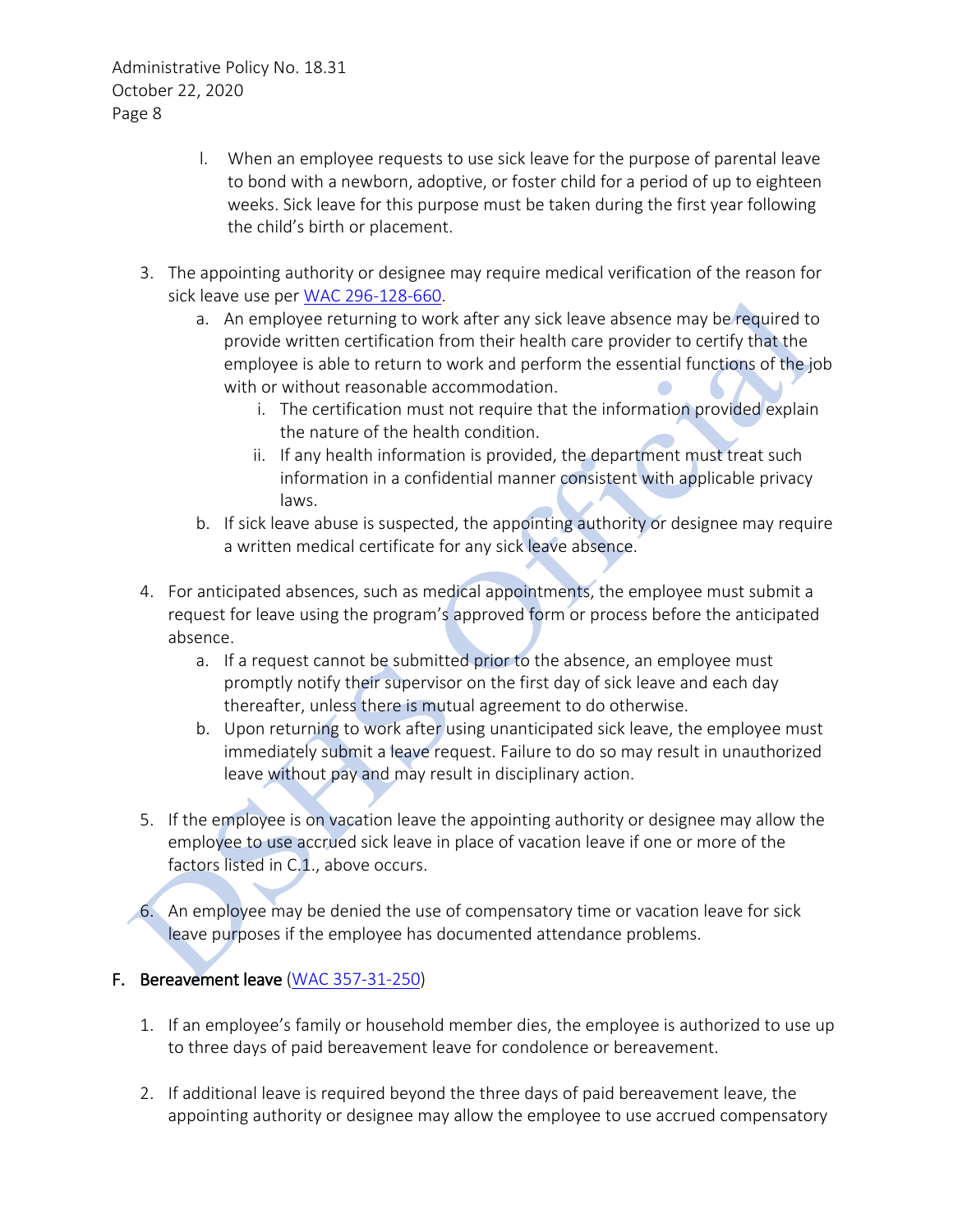l. When an employee requests to use sick leave for the purpose of parental leave to bond with a newborn, adoptive, or foster child for a period of up to eighteen weeks. Sick leave for this purpose must be taken during the first year following the child's birth or placement.

3. The appointing authority or designee may require medical verification of the reason for sick leave use per [WAC 296-128-660](WAC 296-128-660).
   a. An employee returning to work after any sick leave absence may be required to provide written certification from their health care provider to certify that the employee is able to return to work and perform the essential functions of the job with or without reasonable accommodation.
      i. The certification must not require that the information provided explain the nature of the health condition.
      ii. If any health information is provided, the department must treat such information in a confidential manner consistent with applicable privacy laws.
   b. If sick leave abuse is suspected, the appointing authority or designee may require a written medical certificate for any sick leave absence.

4. For anticipated absences, such as medical appointments, the employee must submit a request for leave using the program's approved form or process before the anticipated absence.
   a. If a request cannot be submitted prior to the absence, an employee must promptly notify their supervisor on the first day of sick leave and each day thereafter, unless there is mutual agreement to do otherwise.
   b. Upon returning to work after using unanticipated sick leave, the employee must immediately submit a leave request. Failure to do so may result in unauthorized leave without pay and may result in disciplinary action.

5. If the employee is on vacation leave the appointing authority or designee may allow the employee to use accrued sick leave in place of vacation leave if one or more of the factors listed in C.1., above occurs.

6. An employee may be denied the use of compensatory time or vacation leave for sick leave purposes if the employee has documented attendance problems.

## F. Bereavement leave (WAC 357-31-250)

1. If an employee's family or household member dies, the employee is authorized to use up to three days of paid bereavement leave for condolence or bereavement.

2. If additional leave is required beyond the three days of paid bereavement leave, the appointing authority or designee may allow the employee to use accrued compensatory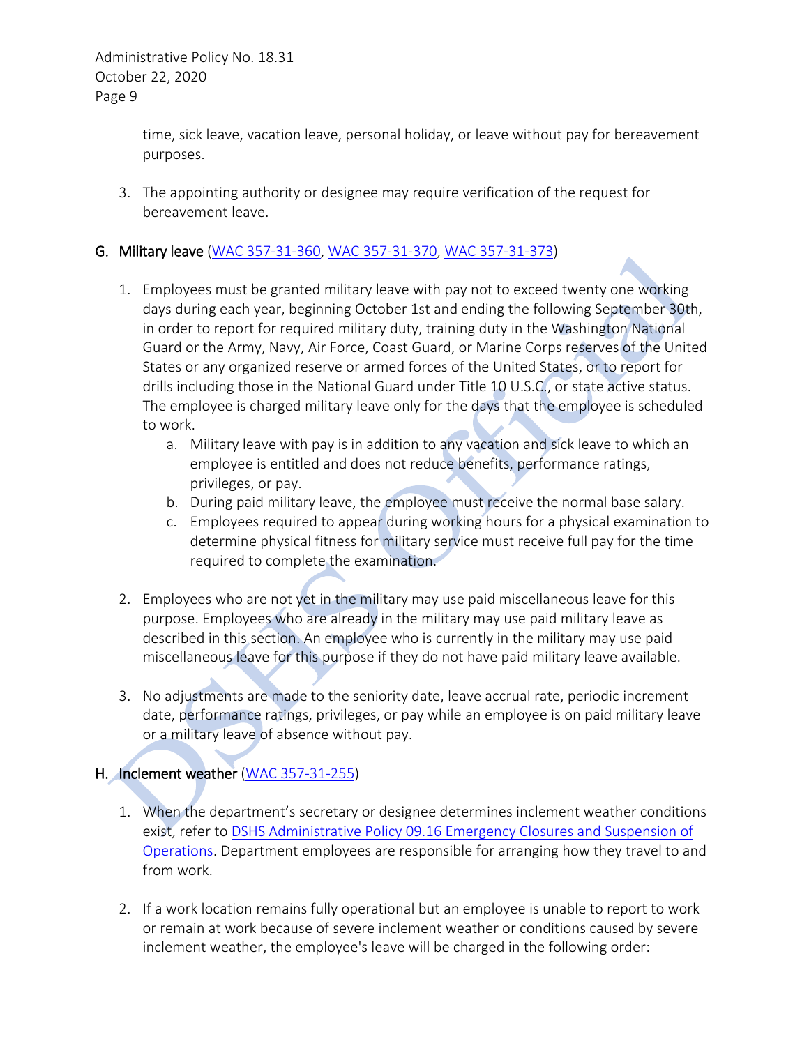time, sick leave, vacation leave, personal holiday, or leave without pay for bereavement purposes.

3. The appointing authority or designee may require verification of the request for bereavement leave.

## G. Military leave (WAC 357-31-360, WAC 357-31-370, WAC 357-31-373)

1. Employees must be granted military leave with pay not to exceed twenty one working days during each year, beginning October 1st and ending the following September 30th, in order to report for required military duty, training duty in the Washington National Guard or the Army, Navy, Air Force, Coast Guard, or Marine Corps reserves of the United States or any organized reserve or armed forces of the United States, or to report for drills including those in the National Guard under Title 10 U.S.C., or state active status. The employee is charged military leave only for the days that the employee is scheduled to work.
   a. Military leave with pay is in addition to any vacation and sick leave to which an employee is entitled and does not reduce benefits, performance ratings, privileges, or pay.
   b. During paid military leave, the employee must receive the normal base salary.
   c. Employees required to appear during working hours for a physical examination to determine physical fitness for military service must receive full pay for the time required to complete the examination.

2. Employees who are not yet in the military may use paid miscellaneous leave for this purpose. Employees who are already in the military may use paid military leave as described in this section. An employee who is currently in the military may use paid miscellaneous leave for this purpose if they do not have paid military leave available.

3. No adjustments are made to the seniority date, leave accrual rate, periodic increment date, performance ratings, privileges, or pay while an employee is on paid military leave or a military leave of absence without pay.

## H. Inclement weather (WAC 357-31-255)

1. When the department's secretary or designee determines inclement weather conditions exist, refer to DSHS Administrative Policy 09.16 Emergency Closures and Suspension of Operations. Department employees are responsible for arranging how they travel to and from work.

2. If a work location remains fully operational but an employee is unable to report to work or remain at work because of severe inclement weather or conditions caused by severe inclement weather, the employee's leave will be charged in the following order: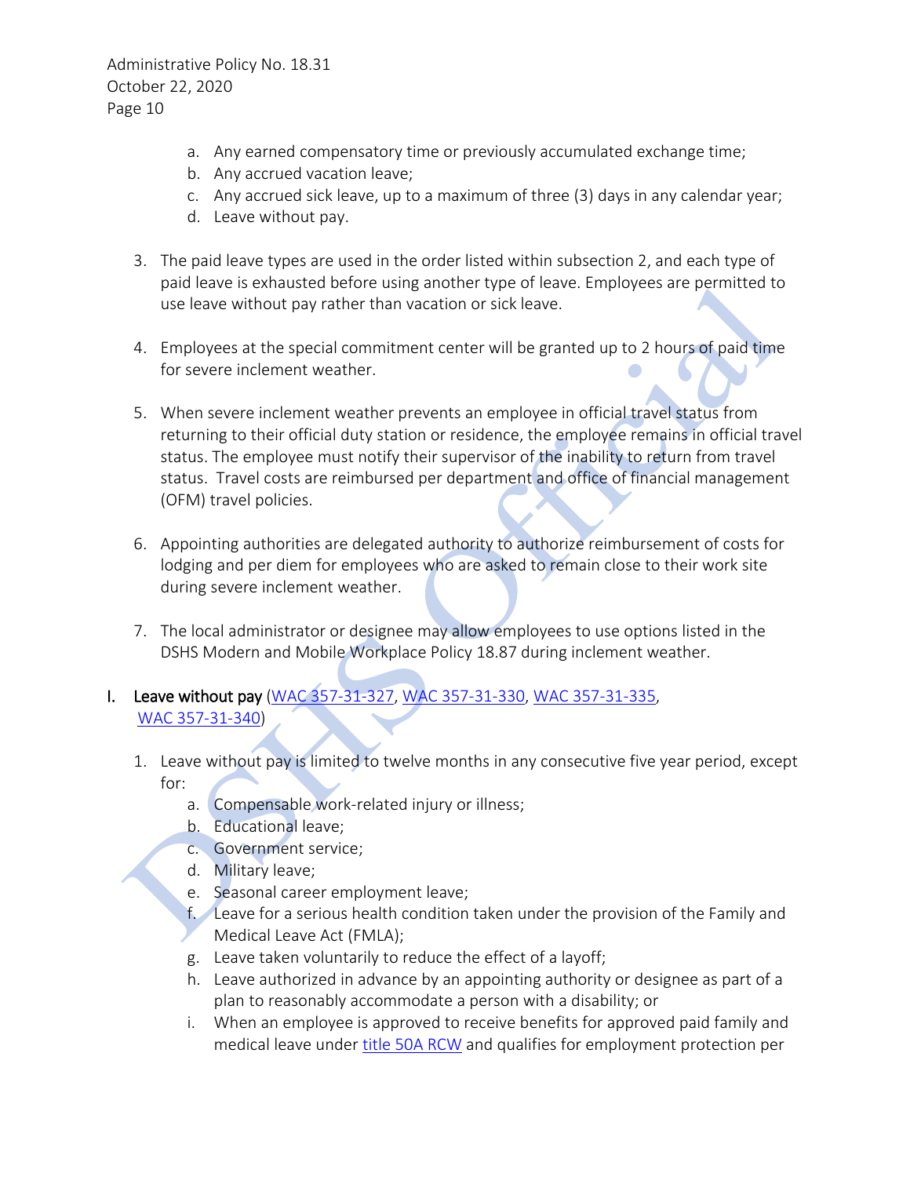a. Any earned compensatory time or previously accumulated exchange time;
   b. Any accrued vacation leave;
   c. Any accrued sick leave, up to a maximum of three (3) days in any calendar year;
   d. Leave without pay.

3. The paid leave types are used in the order listed within subsection 2, and each type of paid leave is exhausted before using another type of leave. Employees are permitted to use leave without pay rather than vacation or sick leave.

4. Employees at the special commitment center will be granted up to 2 hours of paid time for severe inclement weather.

5. When severe inclement weather prevents an employee in official travel status from returning to their official duty station or residence, the employee remains in official travel status. The employee must notify their supervisor of the inability to return from travel status. Travel costs are reimbursed per department and office of financial management (OFM) travel policies.

6. Appointing authorities are delegated authority to authorize reimbursement of costs for lodging and per diem for employees who are asked to remain close to their work site during severe inclement weather.

7. The local administrator or designee may allow employees to use options listed in the DSHS Modern and Mobile Workplace Policy 18.87 during inclement weather.

I. **Leave without pay** (WAC 357-31-327, WAC 357-31-330, WAC 357-31-335, WAC 357-31-340)

1. Leave without pay is limited to twelve months in any consecutive five year period, except for:
   a. Compensable work-related injury or illness;
   b. Educational leave;
   c. Government service;
   d. Military leave;
   e. Seasonal career employment leave;
   f. Leave for a serious health condition taken under the provision of the Family and Medical Leave Act (FMLA);
   g. Leave taken voluntarily to reduce the effect of a layoff;
   h. Leave authorized in advance by an appointing authority or designee as part of a plan to reasonably accommodate a person with a disability; or
   i. When an employee is approved to receive benefits for approved paid family and medical leave under title 50A RCW and qualifies for employment protection per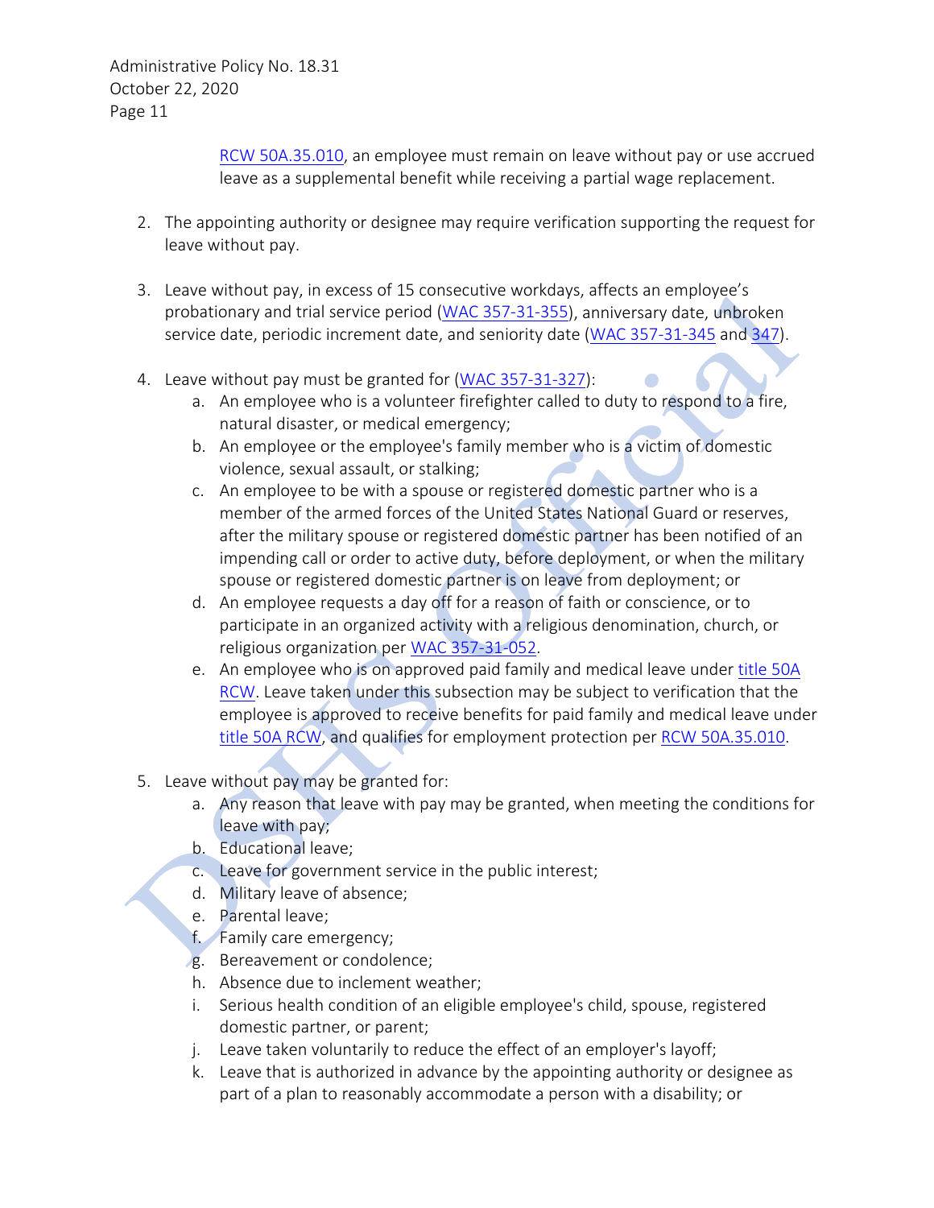RCW 50A.35.010, an employee must remain on leave without pay or use accrued leave as a supplemental benefit while receiving a partial wage replacement.

2. The appointing authority or designee may require verification supporting the request for leave without pay.

3. Leave without pay, in excess of 15 consecutive workdays, affects an employee's probationary and trial service period (WAC 357-31-355), anniversary date, unbroken service date, periodic increment date, and seniority date (WAC 357-31-345 and 347).

4. Leave without pay must be granted for (WAC 357-31-327):
   a. An employee who is a volunteer firefighter called to duty to respond to a fire, natural disaster, or medical emergency;
   b. An employee or the employee's family member who is a victim of domestic violence, sexual assault, or stalking;
   c. An employee to be with a spouse or registered domestic partner who is a member of the armed forces of the United States National Guard or reserves, after the military spouse or registered domestic partner has been notified of an impending call or order to active duty, before deployment, or when the military spouse or registered domestic partner is on leave from deployment; or
   d. An employee requests a day off for a reason of faith or conscience, or to participate in an organized activity with a religious denomination, church, or religious organization per WAC 357-31-052.
   e. An employee who is on approved paid family and medical leave under title 50A RCW. Leave taken under this subsection may be subject to verification that the employee is approved to receive benefits for paid family and medical leave under title 50A RCW, and qualifies for employment protection per RCW 50A.35.010.

5. Leave without pay may be granted for:
   a. Any reason that leave with pay may be granted, when meeting the conditions for leave with pay;
   b. Educational leave;
   c. Leave for government service in the public interest;
   d. Military leave of absence;
   e. Parental leave;
   f. Family care emergency;
   g. Bereavement or condolence;
   h. Absence due to inclement weather;
   i. Serious health condition of an eligible employee's child, spouse, registered domestic partner, or parent;
   j. Leave taken voluntarily to reduce the effect of an employer's layoff;
   k. Leave that is authorized in advance by the appointing authority or designee as part of a plan to reasonably accommodate a person with a disability; or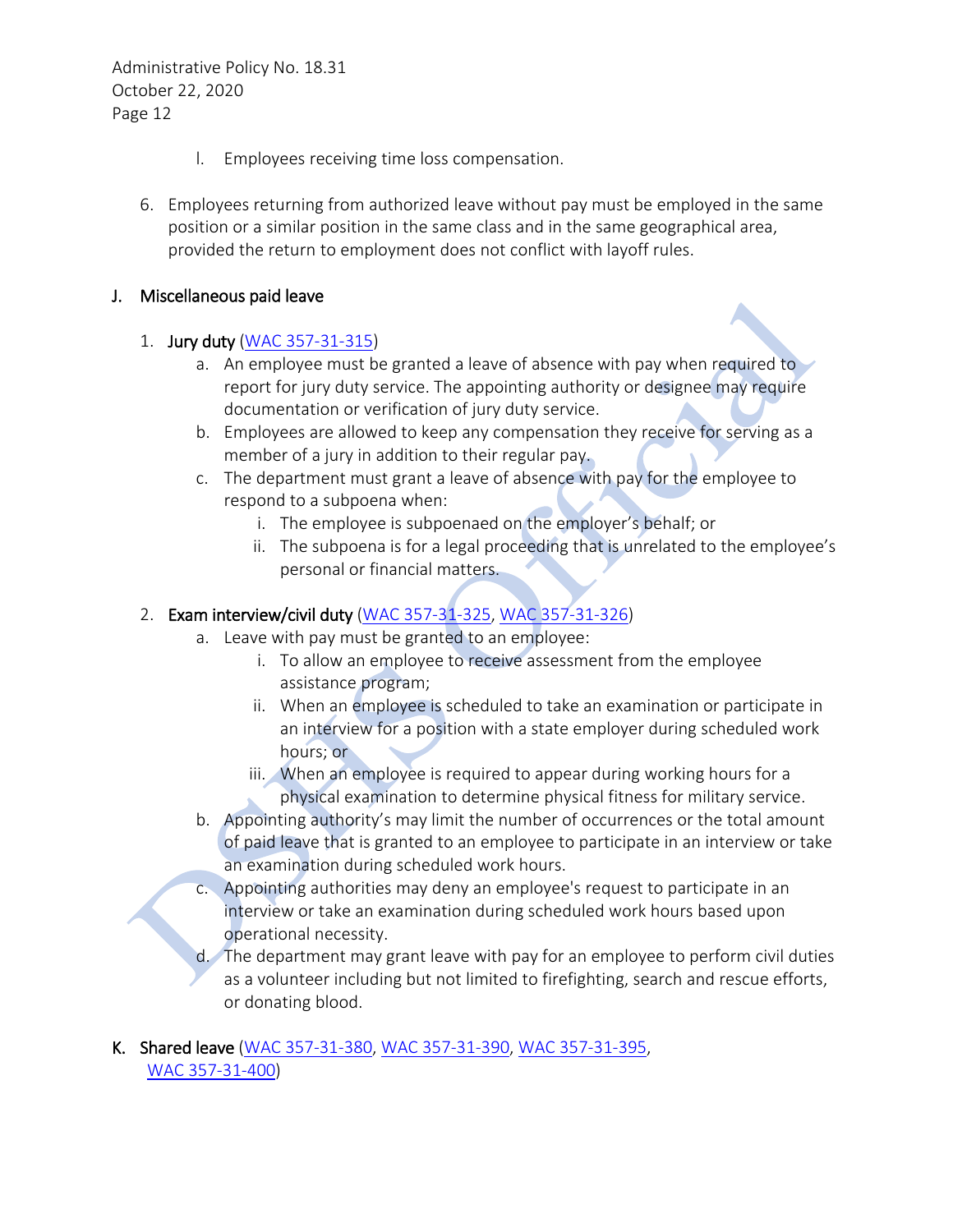l. Employees receiving time loss compensation.

6. Employees returning from authorized leave without pay must be employed in the same position or a similar position in the same class and in the same geographical area, provided the return to employment does not conflict with layoff rules.

## J. Miscellaneous paid leave

1. **Jury duty** (WAC 357-31-315)
   a. An employee must be granted a leave of absence with pay when required to report for jury duty service. The appointing authority or designee may require documentation or verification of jury duty service.
   b. Employees are allowed to keep any compensation they receive for serving as a member of a jury in addition to their regular pay.
   c. The department must grant a leave of absence with pay for the employee to respond to a subpoena when:
      i. The employee is subpoenaed on the employer's behalf; or
      ii. The subpoena is for a legal proceeding that is unrelated to the employee's personal or financial matters.

2. **Exam interview/civil duty** (WAC 357-31-325, WAC 357-31-326)
   a. Leave with pay must be granted to an employee:
      i. To allow an employee to receive assessment from the employee assistance program;
      ii. When an employee is scheduled to take an examination or participate in an interview for a position with a state employer during scheduled work hours; or
      iii. When an employee is required to appear during working hours for a physical examination to determine physical fitness for military service.
   b. Appointing authority's may limit the number of occurrences or the total amount of paid leave that is granted to an employee to participate in an interview or take an examination during scheduled work hours.
   c. Appointing authorities may deny an employee's request to participate in an interview or take an examination during scheduled work hours based upon operational necessity.
   d. The department may grant leave with pay for an employee to perform civil duties as a volunteer including but not limited to firefighting, search and rescue efforts, or donating blood.

## K. Shared leave (WAC 357-31-380, WAC 357-31-390, WAC 357-31-395, WAC 357-31-400)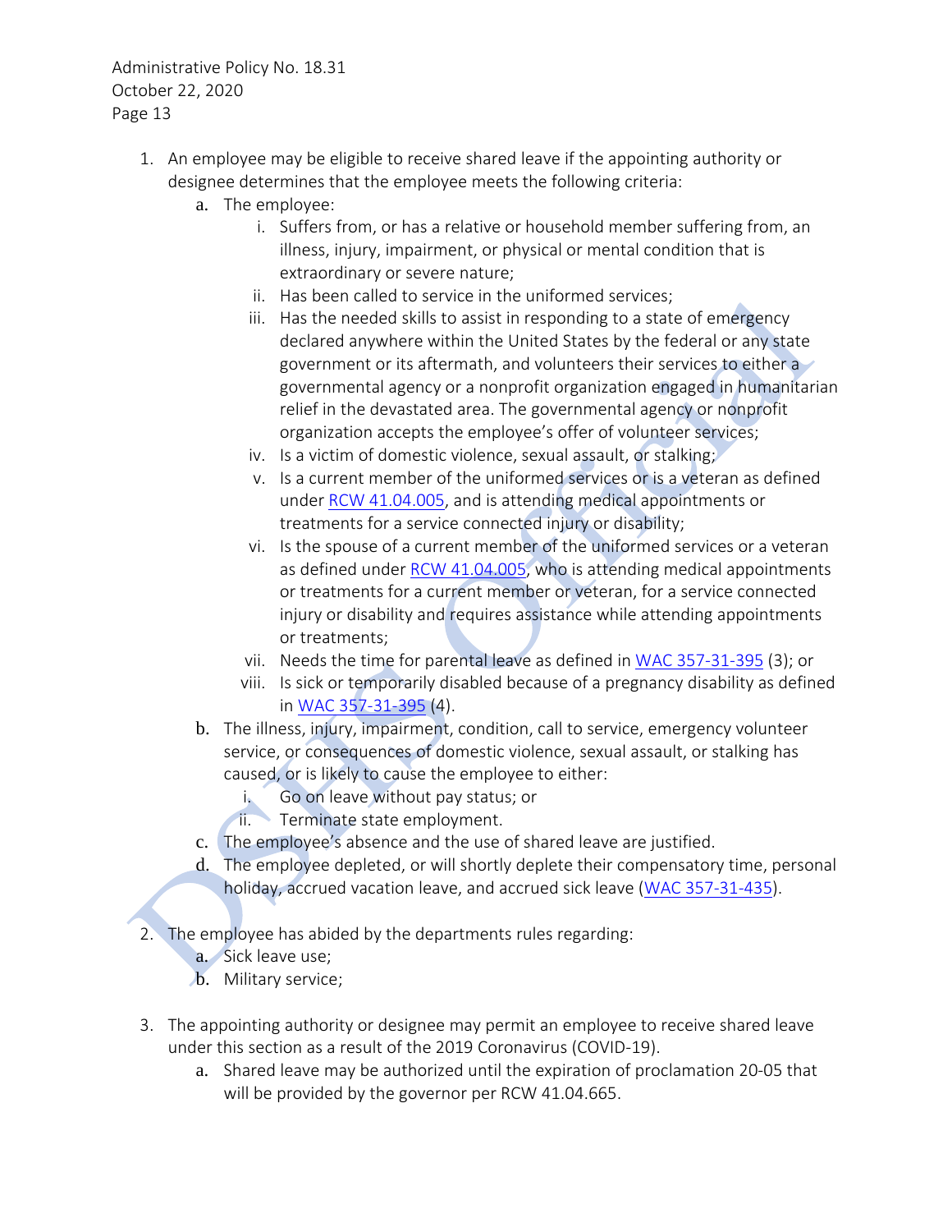1. An employee may be eligible to receive shared leave if the appointing authority or designee determines that the employee meets the following criteria:
   a. The employee:
      i. Suffers from, or has a relative or household member suffering from, an illness, injury, impairment, or physical or mental condition that is extraordinary or severe nature;
      ii. Has been called to service in the uniformed services;
      iii. Has the needed skills to assist in responding to a state of emergency declared anywhere within the United States by the federal or any state government or its aftermath, and volunteers their services to either a governmental agency or a nonprofit organization engaged in humanitarian relief in the devastated area. The governmental agency or nonprofit organization accepts the employee's offer of volunteer services;
      iv. Is a victim of domestic violence, sexual assault, or stalking;
      v. Is a current member of the uniformed services or is a veteran as defined under [RCW 41.04.005](), and is attending medical appointments or treatments for a service connected injury or disability;
      vi. Is the spouse of a current member of the uniformed services or a veteran as defined under [RCW 41.04.005](), who is attending medical appointments or treatments for a current member or veteran, for a service connected injury or disability and requires assistance while attending appointments or treatments;
      vii. Needs the time for parental leave as defined in [WAC 357-31-395]() (3); or
      viii. Is sick or temporarily disabled because of a pregnancy disability as defined in [WAC 357-31-395]() (4).
   b. The illness, injury, impairment, condition, call to service, emergency volunteer service, or consequences of domestic violence, sexual assault, or stalking has caused, or is likely to cause the employee to either:
      i. Go on leave without pay status; or
      ii. Terminate state employment.
   c. The employee's absence and the use of shared leave are justified.
   d. The employee depleted, or will shortly deplete their compensatory time, personal holiday, accrued vacation leave, and accrued sick leave ([WAC 357-31-435]()).

2. The employee has abided by the departments rules regarding:
   a. Sick leave use;
   b. Military service;

3. The appointing authority or designee may permit an employee to receive shared leave under this section as a result of the 2019 Coronavirus (COVID-19).
   a. Shared leave may be authorized until the expiration of proclamation 20-05 that will be provided by the governor per RCW 41.04.665.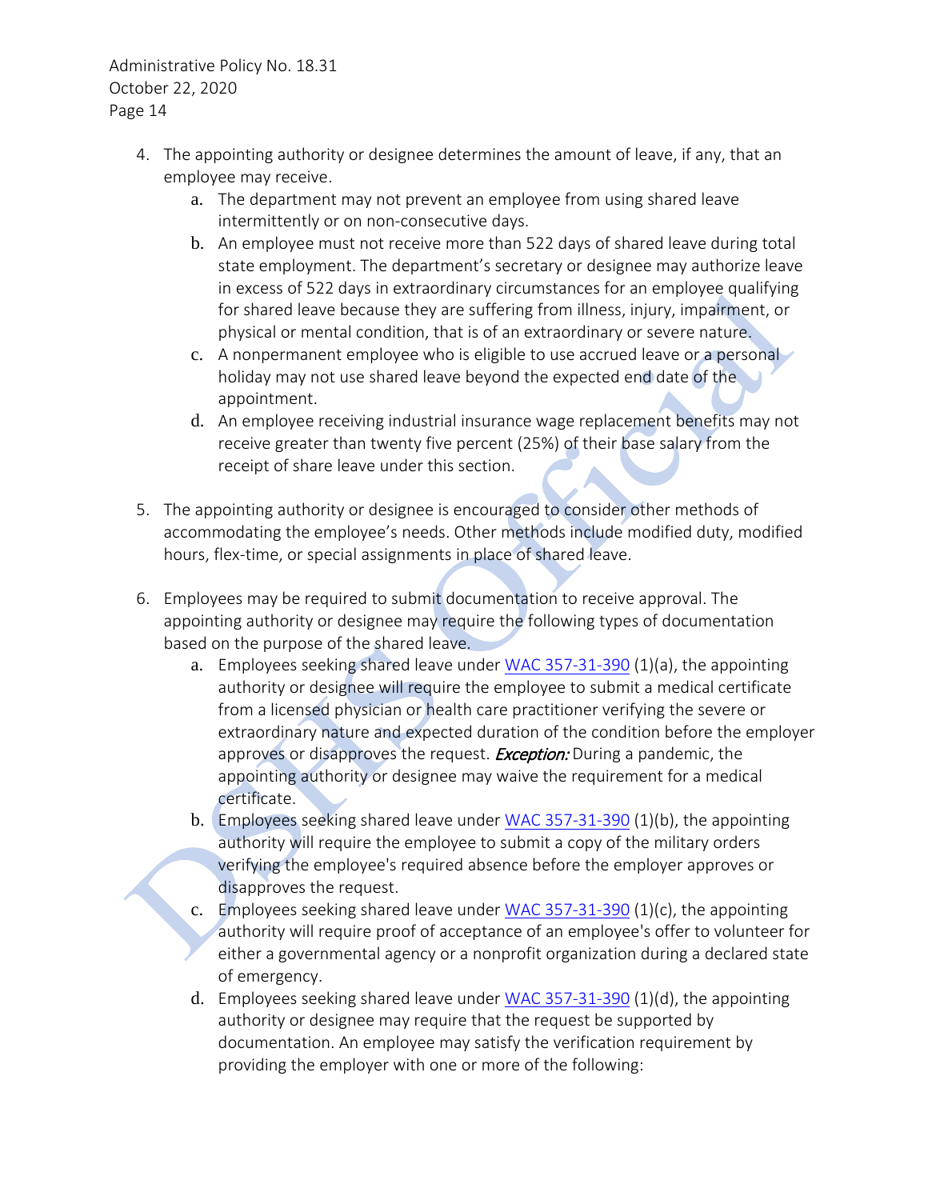4. The appointing authority or designee determines the amount of leave, if any, that an employee may receive.
   a. The department may not prevent an employee from using shared leave intermittently or on non-consecutive days.
   b. An employee must not receive more than 522 days of shared leave during total state employment. The department's secretary or designee may authorize leave in excess of 522 days in extraordinary circumstances for an employee qualifying for shared leave because they are suffering from illness, injury, impairment, or physical or mental condition, that is of an extraordinary or severe nature.
   c. A nonpermanent employee who is eligible to use accrued leave or a personal holiday may not use shared leave beyond the expected end date of the appointment.
   d. An employee receiving industrial insurance wage replacement benefits may not receive greater than twenty five percent (25%) of their base salary from the receipt of share leave under this section.

5. The appointing authority or designee is encouraged to consider other methods of accommodating the employee's needs. Other methods include modified duty, modified hours, flex-time, or special assignments in place of shared leave.

6. Employees may be required to submit documentation to receive approval. The appointing authority or designee may require the following types of documentation based on the purpose of the shared leave.
   a. Employees seeking shared leave under [WAC 357-31-390](https://app.leg.wa.gov/WAC/default.aspx?cite=357-31-390) (1)(a), the appointing authority or designee will require the employee to submit a medical certificate from a licensed physician or health care practitioner verifying the severe or extraordinary nature and expected duration of the condition before the employer approves or disapproves the request. ***Exception:*** During a pandemic, the appointing authority or designee may waive the requirement for a medical certificate.
   b. Employees seeking shared leave under [WAC 357-31-390](https://app.leg.wa.gov/WAC/default.aspx?cite=357-31-390) (1)(b), the appointing authority will require the employee to submit a copy of the military orders verifying the employee's required absence before the employer approves or disapproves the request.
   c. Employees seeking shared leave under [WAC 357-31-390](https://app.leg.wa.gov/WAC/default.aspx?cite=357-31-390) (1)(c), the appointing authority will require proof of acceptance of an employee's offer to volunteer for either a governmental agency or a nonprofit organization during a declared state of emergency.
   d. Employees seeking shared leave under [WAC 357-31-390](https://app.leg.wa.gov/WAC/default.aspx?cite=357-31-390) (1)(d), the appointing authority or designee may require that the request be supported by documentation. An employee may satisfy the verification requirement by providing the employer with one or more of the following: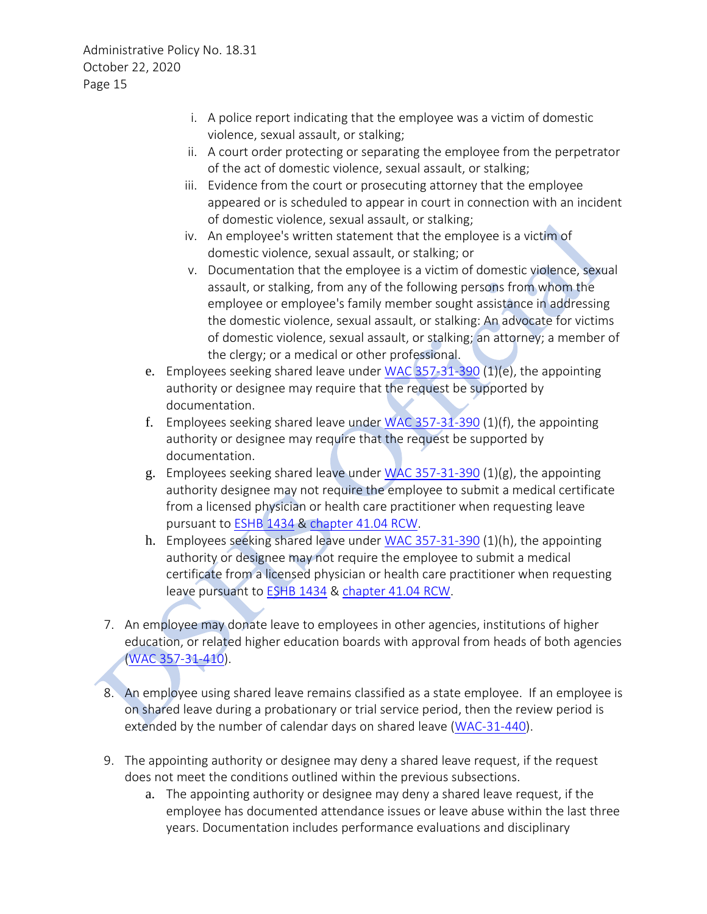i. A police report indicating that the employee was a victim of domestic violence, sexual assault, or stalking;
ii. A court order protecting or separating the employee from the perpetrator of the act of domestic violence, sexual assault, or stalking;
iii. Evidence from the court or prosecuting attorney that the employee appeared or is scheduled to appear in court in connection with an incident of domestic violence, sexual assault, or stalking;
iv. An employee's written statement that the employee is a victim of domestic violence, sexual assault, or stalking; or
v. Documentation that the employee is a victim of domestic violence, sexual assault, or stalking, from any of the following persons from whom the employee or employee's family member sought assistance in addressing the domestic violence, sexual assault, or stalking: An advocate for victims of domestic violence, sexual assault, or stalking; an attorney; a member of the clergy; or a medical or other professional.

e. Employees seeking shared leave under WAC 357-31-390 (1)(e), the appointing authority or designee may require that the request be supported by documentation.
f. Employees seeking shared leave under WAC 357-31-390 (1)(f), the appointing authority or designee may require that the request be supported by documentation.
g. Employees seeking shared leave under WAC 357-31-390 (1)(g), the appointing authority designee may not require the employee to submit a medical certificate from a licensed physician or health care practitioner when requesting leave pursuant to ESHB 1434 & chapter 41.04 RCW.
h. Employees seeking shared leave under WAC 357-31-390 (1)(h), the appointing authority or designee may not require the employee to submit a medical certificate from a licensed physician or health care practitioner when requesting leave pursuant to ESHB 1434 & chapter 41.04 RCW.

7. An employee may donate leave to employees in other agencies, institutions of higher education, or related higher education boards with approval from heads of both agencies (WAC 357-31-410).

8. An employee using shared leave remains classified as a state employee. If an employee is on shared leave during a probationary or trial service period, then the review period is extended by the number of calendar days on shared leave (WAC-31-440).

9. The appointing authority or designee may deny a shared leave request, if the request does not meet the conditions outlined within the previous subsections.
   a. The appointing authority or designee may deny a shared leave request, if the employee has documented attendance issues or leave abuse within the last three years. Documentation includes performance evaluations and disciplinary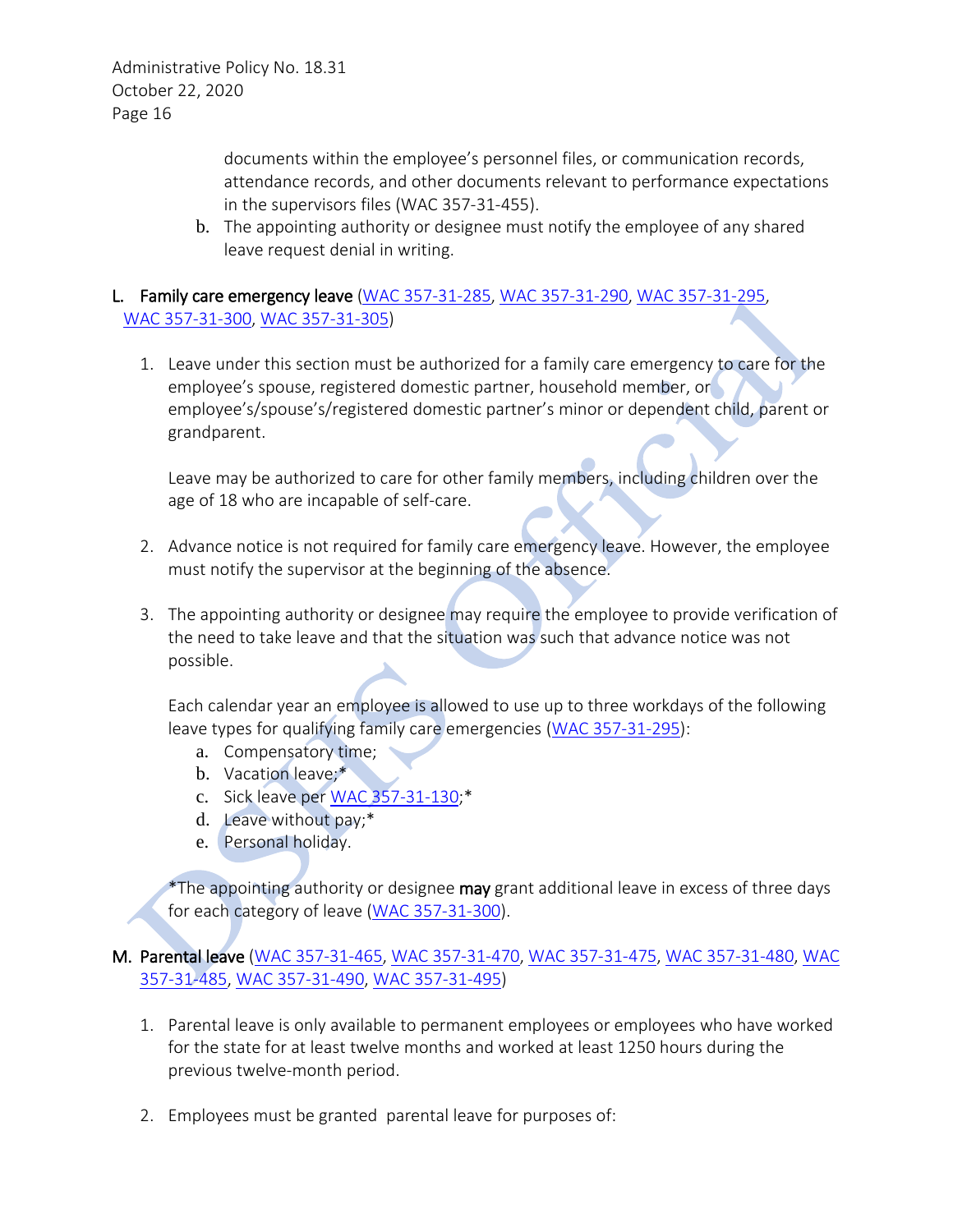documents within the employee's personnel files, or communication records, attendance records, and other documents relevant to performance expectations in the supervisors files (WAC 357-31-455).

b. The appointing authority or designee must notify the employee of any shared leave request denial in writing.

**L. Family care emergency leave** ([WAC 357-31-285](), [WAC 357-31-290](), [WAC 357-31-295](), [WAC 357-31-300](), [WAC 357-31-305]())

1. Leave under this section must be authorized for a family care emergency to care for the employee's spouse, registered domestic partner, household member, or employee's/spouse's/registered domestic partner's minor or dependent child, parent or grandparent.

   Leave may be authorized to care for other family members, including children over the age of 18 who are incapable of self-care.

2. Advance notice is not required for family care emergency leave. However, the employee must notify the supervisor at the beginning of the absence.

3. The appointing authority or designee may require the employee to provide verification of the need to take leave and that the situation was such that advance notice was not possible.

   Each calendar year an employee is allowed to use up to three workdays of the following leave types for qualifying family care emergencies ([WAC 357-31-295]()):

   a. Compensatory time;
   b. Vacation leave;*
   c. Sick leave per [WAC 357-31-130]();*
   d. Leave without pay;*
   e. Personal holiday.

   *The appointing authority or designee **may** grant additional leave in excess of three days for each category of leave ([WAC 357-31-300]()).

**M. Parental leave** ([WAC 357-31-465](), [WAC 357-31-470](), [WAC 357-31-475](), [WAC 357-31-480](), [WAC 357-31-485](), [WAC 357-31-490](), [WAC 357-31-495]())

1. Parental leave is only available to permanent employees or employees who have worked for the state for at least twelve months and worked at least 1250 hours during the previous twelve-month period.

2. Employees must be granted parental leave for purposes of: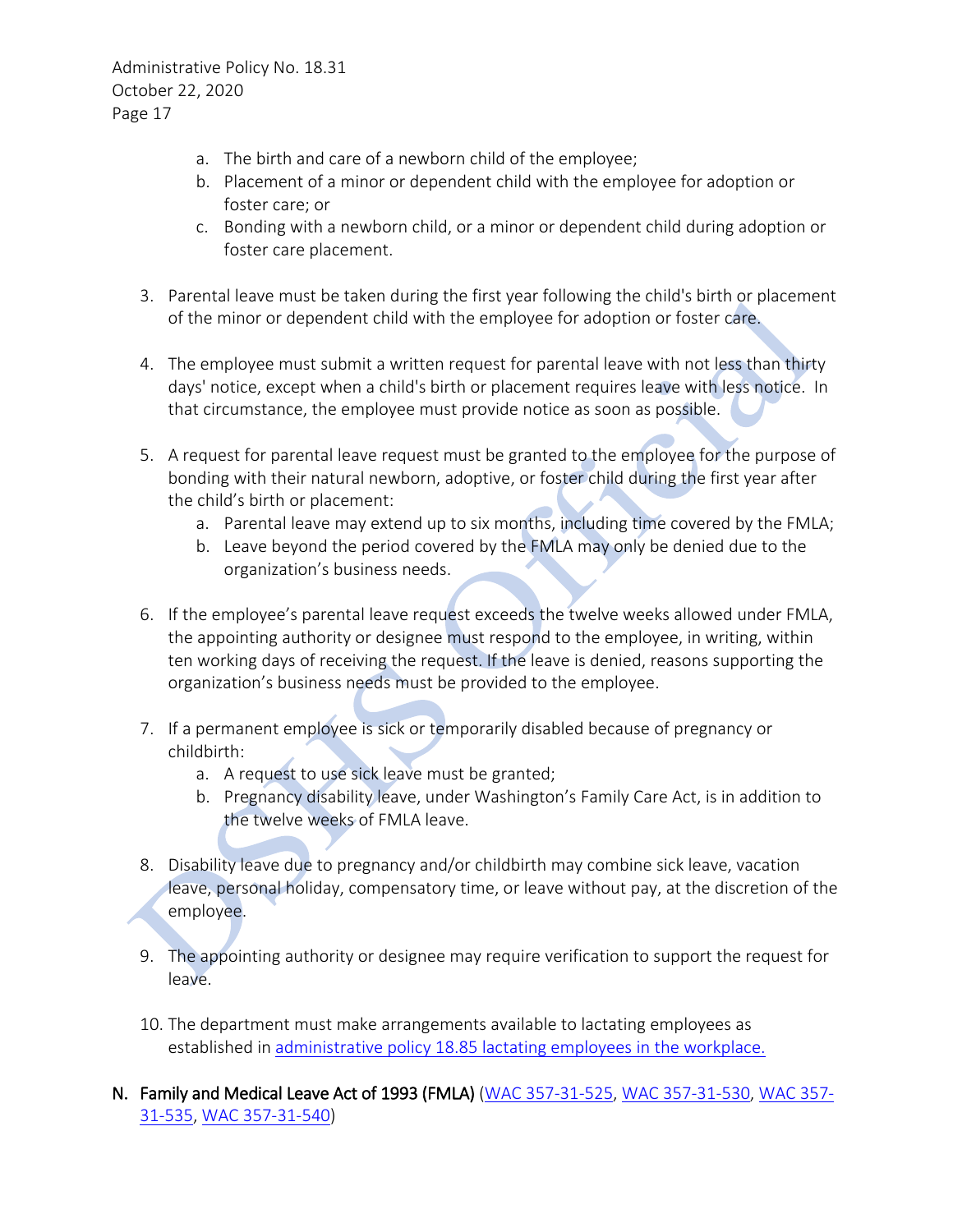a. The birth and care of a newborn child of the employee;
   b. Placement of a minor or dependent child with the employee for adoption or foster care; or
   c. Bonding with a newborn child, or a minor or dependent child during adoption or foster care placement.

3. Parental leave must be taken during the first year following the child's birth or placement of the minor or dependent child with the employee for adoption or foster care.

4. The employee must submit a written request for parental leave with not less than thirty days' notice, except when a child's birth or placement requires leave with less notice. In that circumstance, the employee must provide notice as soon as possible.

5. A request for parental leave request must be granted to the employee for the purpose of bonding with their natural newborn, adoptive, or foster child during the first year after the child's birth or placement:
   a. Parental leave may extend up to six months, including time covered by the FMLA;
   b. Leave beyond the period covered by the FMLA may only be denied due to the organization's business needs.

6. If the employee's parental leave request exceeds the twelve weeks allowed under FMLA, the appointing authority or designee must respond to the employee, in writing, within ten working days of receiving the request. If the leave is denied, reasons supporting the organization's business needs must be provided to the employee.

7. If a permanent employee is sick or temporarily disabled because of pregnancy or childbirth:
   a. A request to use sick leave must be granted;
   b. Pregnancy disability leave, under Washington's Family Care Act, is in addition to the twelve weeks of FMLA leave.

8. Disability leave due to pregnancy and/or childbirth may combine sick leave, vacation leave, personal holiday, compensatory time, or leave without pay, at the discretion of the employee.

9. The appointing authority or designee may require verification to support the request for leave.

10. The department must make arrangements available to lactating employees as established in [administrative policy 18.85 lactating employees in the workplace.]()

**N. Family and Medical Leave Act of 1993 (FMLA)** (WAC 357-31-525, WAC 357-31-530, WAC 357-31-535, WAC 357-31-540)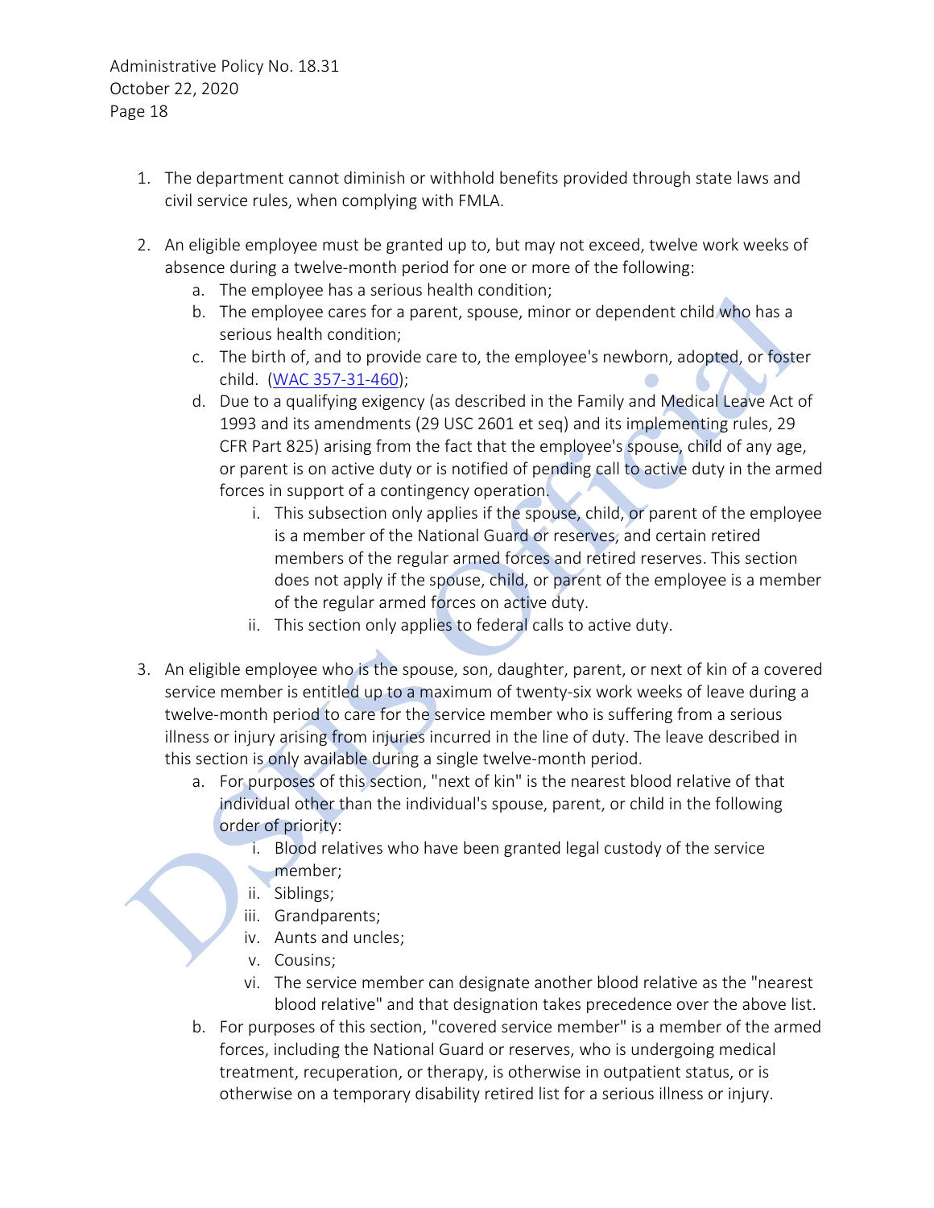1. The department cannot diminish or withhold benefits provided through state laws and civil service rules, when complying with FMLA.

2. An eligible employee must be granted up to, but may not exceed, twelve work weeks of absence during a twelve-month period for one or more of the following:
   a. The employee has a serious health condition;
   b. The employee cares for a parent, spouse, minor or dependent child who has a serious health condition;
   c. The birth of, and to provide care to, the employee's newborn, adopted, or foster child. ([WAC 357-31-460](WAC 357-31-460));
   d. Due to a qualifying exigency (as described in the Family and Medical Leave Act of 1993 and its amendments (29 USC 2601 et seq) and its implementing rules, 29 CFR Part 825) arising from the fact that the employee's spouse, child of any age, or parent is on active duty or is notified of pending call to active duty in the armed forces in support of a contingency operation.
      i. This subsection only applies if the spouse, child, or parent of the employee is a member of the National Guard or reserves, and certain retired members of the regular armed forces and retired reserves. This section does not apply if the spouse, child, or parent of the employee is a member of the regular armed forces on active duty.
      ii. This section only applies to federal calls to active duty.

3. An eligible employee who is the spouse, son, daughter, parent, or next of kin of a covered service member is entitled up to a maximum of twenty-six work weeks of leave during a twelve-month period to care for the service member who is suffering from a serious illness or injury arising from injuries incurred in the line of duty. The leave described in this section is only available during a single twelve-month period.
   a. For purposes of this section, "next of kin" is the nearest blood relative of that individual other than the individual's spouse, parent, or child in the following order of priority:
      i. Blood relatives who have been granted legal custody of the service member;
      ii. Siblings;
      iii. Grandparents;
      iv. Aunts and uncles;
      v. Cousins;
      vi. The service member can designate another blood relative as the "nearest blood relative" and that designation takes precedence over the above list.
   b. For purposes of this section, "covered service member" is a member of the armed forces, including the National Guard or reserves, who is undergoing medical treatment, recuperation, or therapy, is otherwise in outpatient status, or is otherwise on a temporary disability retired list for a serious illness or injury.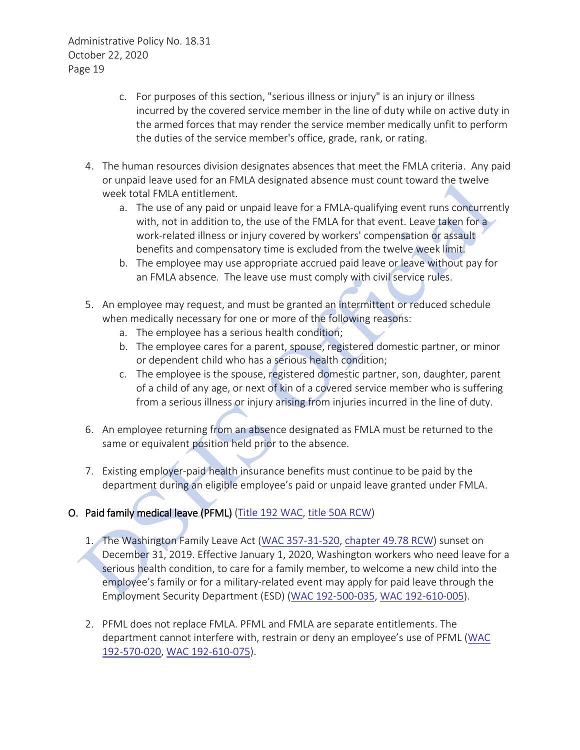c. For purposes of this section, "serious illness or injury" is an injury or illness incurred by the covered service member in the line of duty while on active duty in the armed forces that may render the service member medically unfit to perform the duties of the service member's office, grade, rank, or rating.

4. The human resources division designates absences that meet the FMLA criteria. Any paid or unpaid leave used for an FMLA designated absence must count toward the twelve week total FMLA entitlement.
   a. The use of any paid or unpaid leave for a FMLA-qualifying event runs concurrently with, not in addition to, the use of the FMLA for that event. Leave taken for a work-related illness or injury covered by workers' compensation or assault benefits and compensatory time is excluded from the twelve week limit.
   b. The employee may use appropriate accrued paid leave or leave without pay for an FMLA absence. The leave use must comply with civil service rules.

5. An employee may request, and must be granted an intermittent or reduced schedule when medically necessary for one or more of the following reasons:
   a. The employee has a serious health condition;
   b. The employee cares for a parent, spouse, registered domestic partner, or minor or dependent child who has a serious health condition;
   c. The employee is the spouse, registered domestic partner, son, daughter, parent of a child of any age, or next of kin of a covered service member who is suffering from a serious illness or injury arising from injuries incurred in the line of duty.

6. An employee returning from an absence designated as FMLA must be returned to the same or equivalent position held prior to the absence.

7. Existing employer-paid health insurance benefits must continue to be paid by the department during an eligible employee's paid or unpaid leave granted under FMLA.

## O. Paid family medical leave (PFML) (Title 192 WAC, title 50A RCW)

1. The Washington Family Leave Act (WAC 357-31-520, chapter 49.78 RCW) sunset on December 31, 2019. Effective January 1, 2020, Washington workers who need leave for a serious health condition, to care for a family member, to welcome a new child into the employee's family or for a military-related event may apply for paid leave through the Employment Security Department (ESD) (WAC 192-500-035, WAC 192-610-005).

2. PFML does not replace FMLA. PFML and FMLA are separate entitlements. The department cannot interfere with, restrain or deny an employee's use of PFML (WAC 192-570-020, WAC 192-610-075).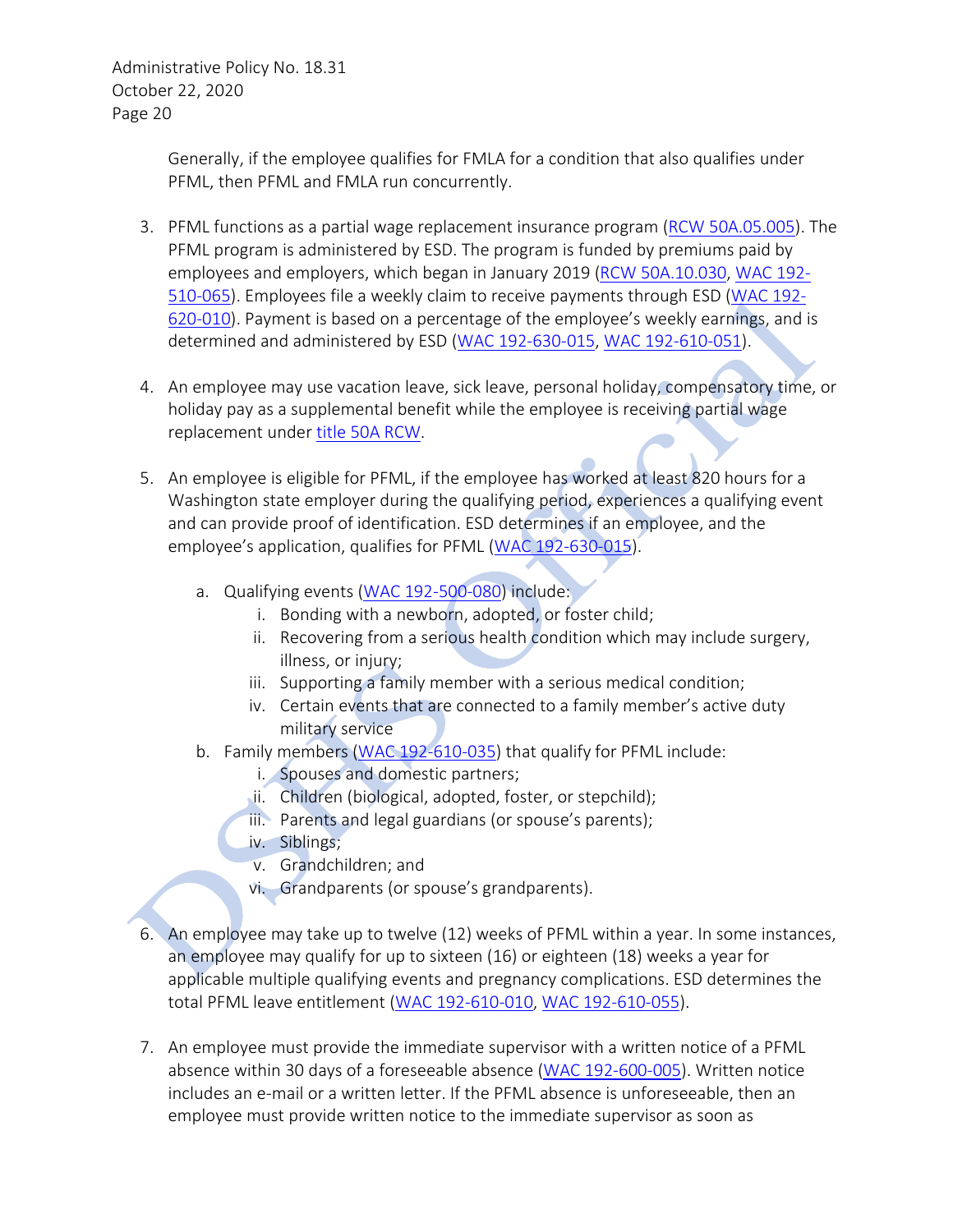Generally, if the employee qualifies for FMLA for a condition that also qualifies under PFML, then PFML and FMLA run concurrently.

3. PFML functions as a partial wage replacement insurance program (RCW 50A.05.005). The PFML program is administered by ESD. The program is funded by premiums paid by employees and employers, which began in January 2019 (RCW 50A.10.030, WAC 192-510-065). Employees file a weekly claim to receive payments through ESD (WAC 192-620-010). Payment is based on a percentage of the employee's weekly earnings, and is determined and administered by ESD (WAC 192-630-015, WAC 192-610-051).

4. An employee may use vacation leave, sick leave, personal holiday, compensatory time, or holiday pay as a supplemental benefit while the employee is receiving partial wage replacement under title 50A RCW.

5. An employee is eligible for PFML, if the employee has worked at least 820 hours for a Washington state employer during the qualifying period, experiences a qualifying event and can provide proof of identification. ESD determines if an employee, and the employee's application, qualifies for PFML (WAC 192-630-015).

   a. Qualifying events (WAC 192-500-080) include:
      i. Bonding with a newborn, adopted, or foster child;
      ii. Recovering from a serious health condition which may include surgery, illness, or injury;
      iii. Supporting a family member with a serious medical condition;
      iv. Certain events that are connected to a family member's active duty military service
   b. Family members (WAC 192-610-035) that qualify for PFML include:
      i. Spouses and domestic partners;
      ii. Children (biological, adopted, foster, or stepchild);
      iii. Parents and legal guardians (or spouse's parents);
      iv. Siblings;
      v. Grandchildren; and
      vi. Grandparents (or spouse's grandparents).

6. An employee may take up to twelve (12) weeks of PFML within a year. In some instances, an employee may qualify for up to sixteen (16) or eighteen (18) weeks a year for applicable multiple qualifying events and pregnancy complications. ESD determines the total PFML leave entitlement (WAC 192-610-010, WAC 192-610-055).

7. An employee must provide the immediate supervisor with a written notice of a PFML absence within 30 days of a foreseeable absence (WAC 192-600-005). Written notice includes an e-mail or a written letter. If the PFML absence is unforeseeable, then an employee must provide written notice to the immediate supervisor as soon as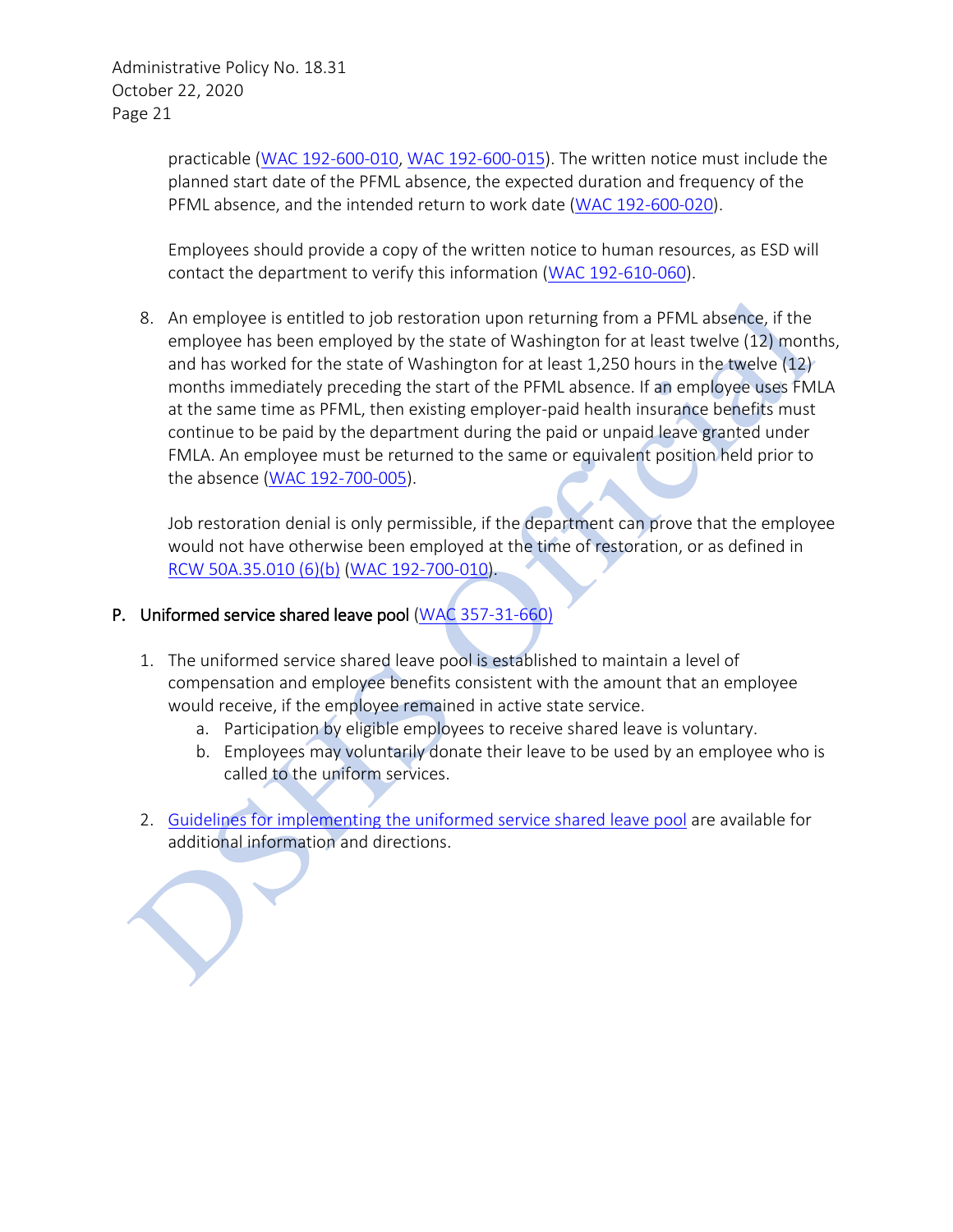practicable (WAC 192-600-010, WAC 192-600-015). The written notice must include the planned start date of the PFML absence, the expected duration and frequency of the PFML absence, and the intended return to work date (WAC 192-600-020).

Employees should provide a copy of the written notice to human resources, as ESD will contact the department to verify this information (WAC 192-610-060).

8. An employee is entitled to job restoration upon returning from a PFML absence, if the employee has been employed by the state of Washington for at least twelve (12) months, and has worked for the state of Washington for at least 1,250 hours in the twelve (12) months immediately preceding the start of the PFML absence. If an employee uses FMLA at the same time as PFML, then existing employer-paid health insurance benefits must continue to be paid by the department during the paid or unpaid leave granted under FMLA. An employee must be returned to the same or equivalent position held prior to the absence (WAC 192-700-005).

   Job restoration denial is only permissible, if the department can prove that the employee would not have otherwise been employed at the time of restoration, or as defined in RCW 50A.35.010 (6)(b) (WAC 192-700-010).

## P. Uniformed service shared leave pool (WAC 357-31-660)

1. The uniformed service shared leave pool is established to maintain a level of compensation and employee benefits consistent with the amount that an employee would receive, if the employee remained in active state service.
   a. Participation by eligible employees to receive shared leave is voluntary.
   b. Employees may voluntarily donate their leave to be used by an employee who is called to the uniform services.

2. Guidelines for implementing the uniformed service shared leave pool are available for additional information and directions.